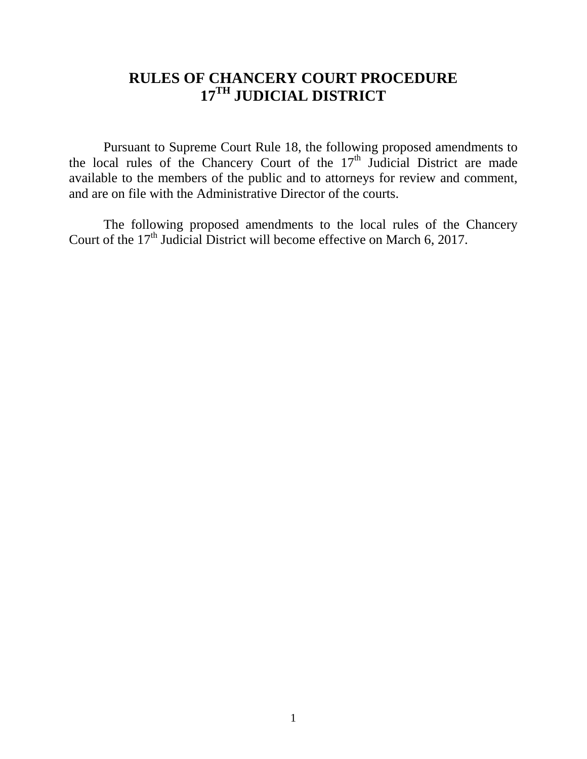# RULES OF CHANCERY COURT PROCEDURE
# 17TH JUDICIAL DISTRICT

Pursuant to Supreme Court Rule 18, the following proposed amendments to the local rules of the Chancery Court of the 17th Judicial District are made available to the members of the public and to attorneys for review and comment, and are on file with the Administrative Director of the courts.

The following proposed amendments to the local rules of the Chancery Court of the 17th Judicial District will become effective on March 6, 2017.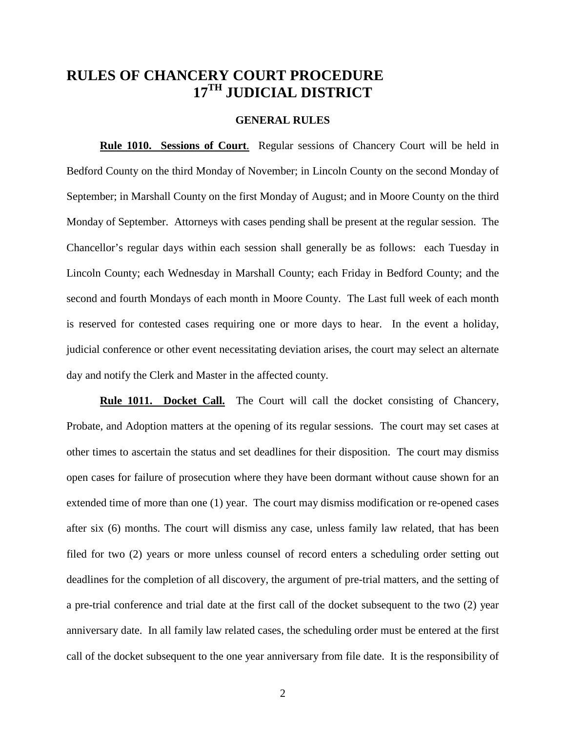# RULES OF CHANCERY COURT PROCEDURE
# 17TH JUDICIAL DISTRICT

### GENERAL RULES

**Rule 1010. Sessions of Court**. Regular sessions of Chancery Court will be held in Bedford County on the third Monday of November; in Lincoln County on the second Monday of September; in Marshall County on the first Monday of August; and in Moore County on the third Monday of September. Attorneys with cases pending shall be present at the regular session. The Chancellor's regular days within each session shall generally be as follows: each Tuesday in Lincoln County; each Wednesday in Marshall County; each Friday in Bedford County; and the second and fourth Mondays of each month in Moore County. The Last full week of each month is reserved for contested cases requiring one or more days to hear. In the event a holiday, judicial conference or other event necessitating deviation arises, the court may select an alternate day and notify the Clerk and Master in the affected county.

**Rule 1011. Docket Call.** The Court will call the docket consisting of Chancery, Probate, and Adoption matters at the opening of its regular sessions. The court may set cases at other times to ascertain the status and set deadlines for their disposition. The court may dismiss open cases for failure of prosecution where they have been dormant without cause shown for an extended time of more than one (1) year. The court may dismiss modification or re-opened cases after six (6) months. The court will dismiss any case, unless family law related, that has been filed for two (2) years or more unless counsel of record enters a scheduling order setting out deadlines for the completion of all discovery, the argument of pre-trial matters, and the setting of a pre-trial conference and trial date at the first call of the docket subsequent to the two (2) year anniversary date. In all family law related cases, the scheduling order must be entered at the first call of the docket subsequent to the one year anniversary from file date. It is the responsibility of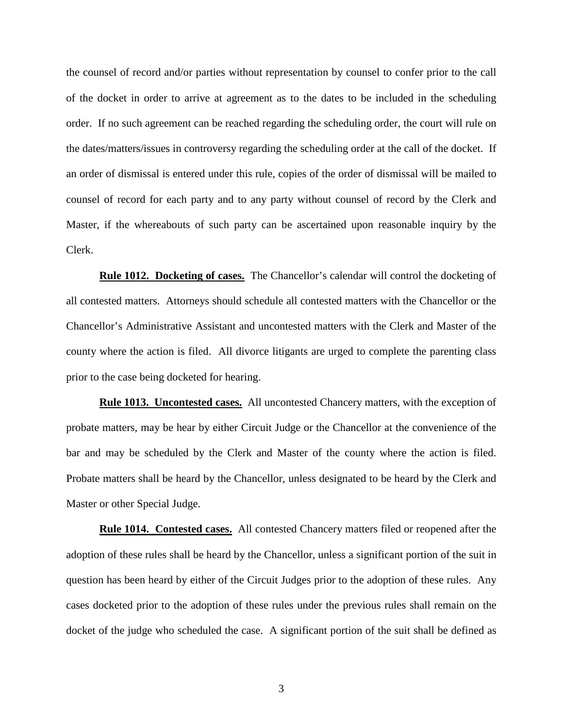the counsel of record and/or parties without representation by counsel to confer prior to the call of the docket in order to arrive at agreement as to the dates to be included in the scheduling order. If no such agreement can be reached regarding the scheduling order, the court will rule on the dates/matters/issues in controversy regarding the scheduling order at the call of the docket. If an order of dismissal is entered under this rule, copies of the order of dismissal will be mailed to counsel of record for each party and to any party without counsel of record by the Clerk and Master, if the whereabouts of such party can be ascertained upon reasonable inquiry by the Clerk.

**Rule 1012. Docketing of cases.** The Chancellor's calendar will control the docketing of all contested matters. Attorneys should schedule all contested matters with the Chancellor or the Chancellor's Administrative Assistant and uncontested matters with the Clerk and Master of the county where the action is filed. All divorce litigants are urged to complete the parenting class prior to the case being docketed for hearing.

**Rule 1013. Uncontested cases.** All uncontested Chancery matters, with the exception of probate matters, may be hear by either Circuit Judge or the Chancellor at the convenience of the bar and may be scheduled by the Clerk and Master of the county where the action is filed. Probate matters shall be heard by the Chancellor, unless designated to be heard by the Clerk and Master or other Special Judge.

**Rule 1014. Contested cases.** All contested Chancery matters filed or reopened after the adoption of these rules shall be heard by the Chancellor, unless a significant portion of the suit in question has been heard by either of the Circuit Judges prior to the adoption of these rules. Any cases docketed prior to the adoption of these rules under the previous rules shall remain on the docket of the judge who scheduled the case. A significant portion of the suit shall be defined as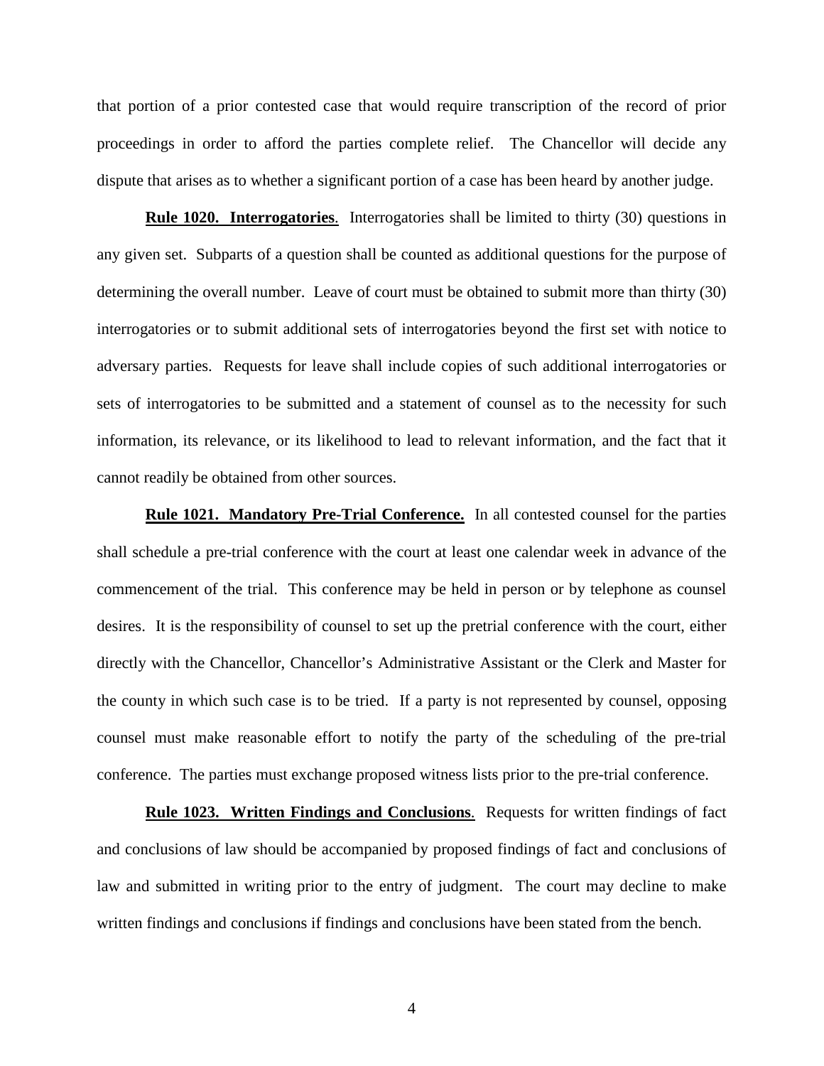that portion of a prior contested case that would require transcription of the record of prior proceedings in order to afford the parties complete relief. The Chancellor will decide any dispute that arises as to whether a significant portion of a case has been heard by another judge.

**Rule 1020. Interrogatories**. Interrogatories shall be limited to thirty (30) questions in any given set. Subparts of a question shall be counted as additional questions for the purpose of determining the overall number. Leave of court must be obtained to submit more than thirty (30) interrogatories or to submit additional sets of interrogatories beyond the first set with notice to adversary parties. Requests for leave shall include copies of such additional interrogatories or sets of interrogatories to be submitted and a statement of counsel as to the necessity for such information, its relevance, or its likelihood to lead to relevant information, and the fact that it cannot readily be obtained from other sources.

**Rule 1021. Mandatory Pre-Trial Conference.** In all contested counsel for the parties shall schedule a pre-trial conference with the court at least one calendar week in advance of the commencement of the trial. This conference may be held in person or by telephone as counsel desires. It is the responsibility of counsel to set up the pretrial conference with the court, either directly with the Chancellor, Chancellor's Administrative Assistant or the Clerk and Master for the county in which such case is to be tried. If a party is not represented by counsel, opposing counsel must make reasonable effort to notify the party of the scheduling of the pre-trial conference. The parties must exchange proposed witness lists prior to the pre-trial conference.

**Rule 1023. Written Findings and Conclusions**. Requests for written findings of fact and conclusions of law should be accompanied by proposed findings of fact and conclusions of law and submitted in writing prior to the entry of judgment. The court may decline to make written findings and conclusions if findings and conclusions have been stated from the bench.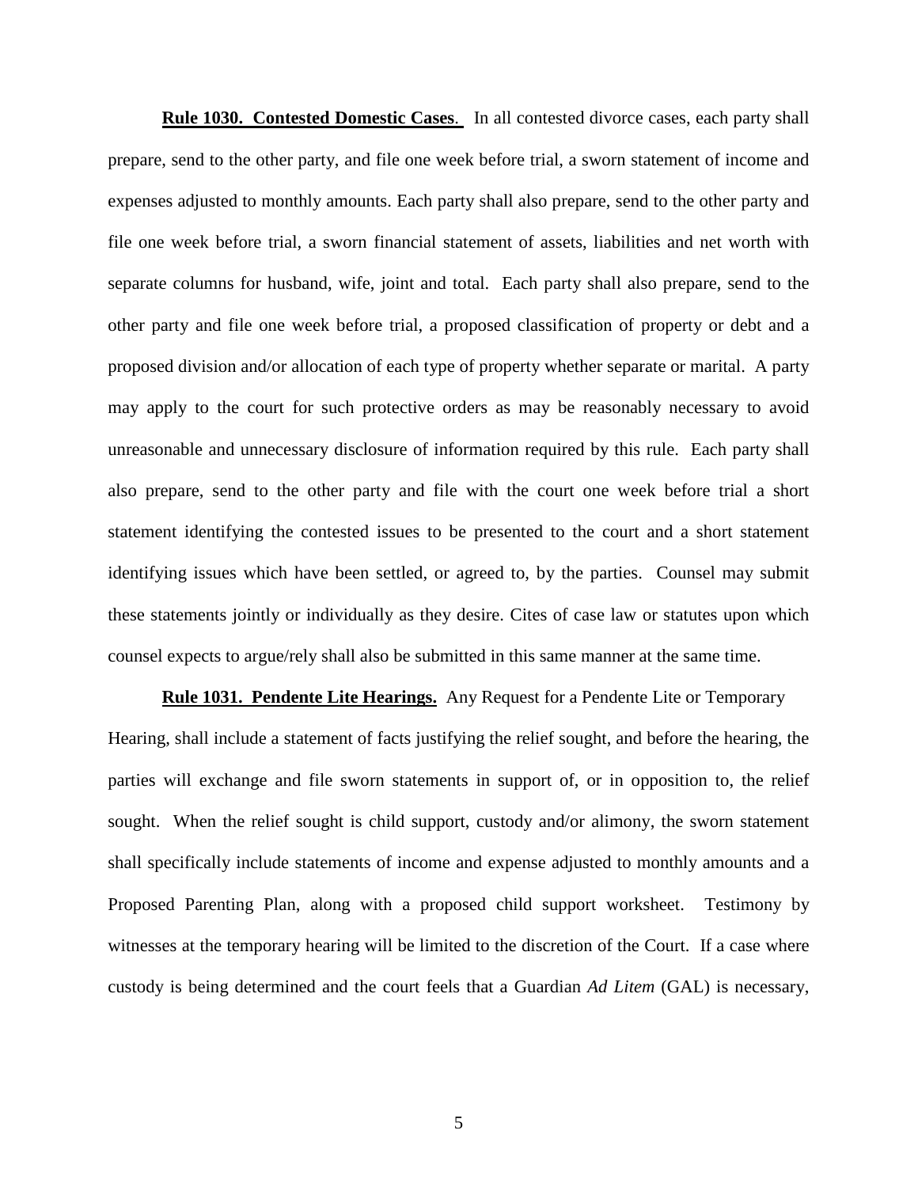**<u>Rule 1030. Contested Domestic Cases</u>**. In all contested divorce cases, each party shall prepare, send to the other party, and file one week before trial, a sworn statement of income and expenses adjusted to monthly amounts. Each party shall also prepare, send to the other party and file one week before trial, a sworn financial statement of assets, liabilities and net worth with separate columns for husband, wife, joint and total. Each party shall also prepare, send to the other party and file one week before trial, a proposed classification of property or debt and a proposed division and/or allocation of each type of property whether separate or marital. A party may apply to the court for such protective orders as may be reasonably necessary to avoid unreasonable and unnecessary disclosure of information required by this rule. Each party shall also prepare, send to the other party and file with the court one week before trial a short statement identifying the contested issues to be presented to the court and a short statement identifying issues which have been settled, or agreed to, by the parties. Counsel may submit these statements jointly or individually as they desire. Cites of case law or statutes upon which counsel expects to argue/rely shall also be submitted in this same manner at the same time.

**<u>Rule 1031. Pendente Lite Hearings.</u>** Any Request for a Pendente Lite or Temporary Hearing, shall include a statement of facts justifying the relief sought, and before the hearing, the parties will exchange and file sworn statements in support of, or in opposition to, the relief sought. When the relief sought is child support, custody and/or alimony, the sworn statement shall specifically include statements of income and expense adjusted to monthly amounts and a Proposed Parenting Plan, along with a proposed child support worksheet. Testimony by witnesses at the temporary hearing will be limited to the discretion of the Court. If a case where custody is being determined and the court feels that a Guardian *Ad Litem* (GAL) is necessary,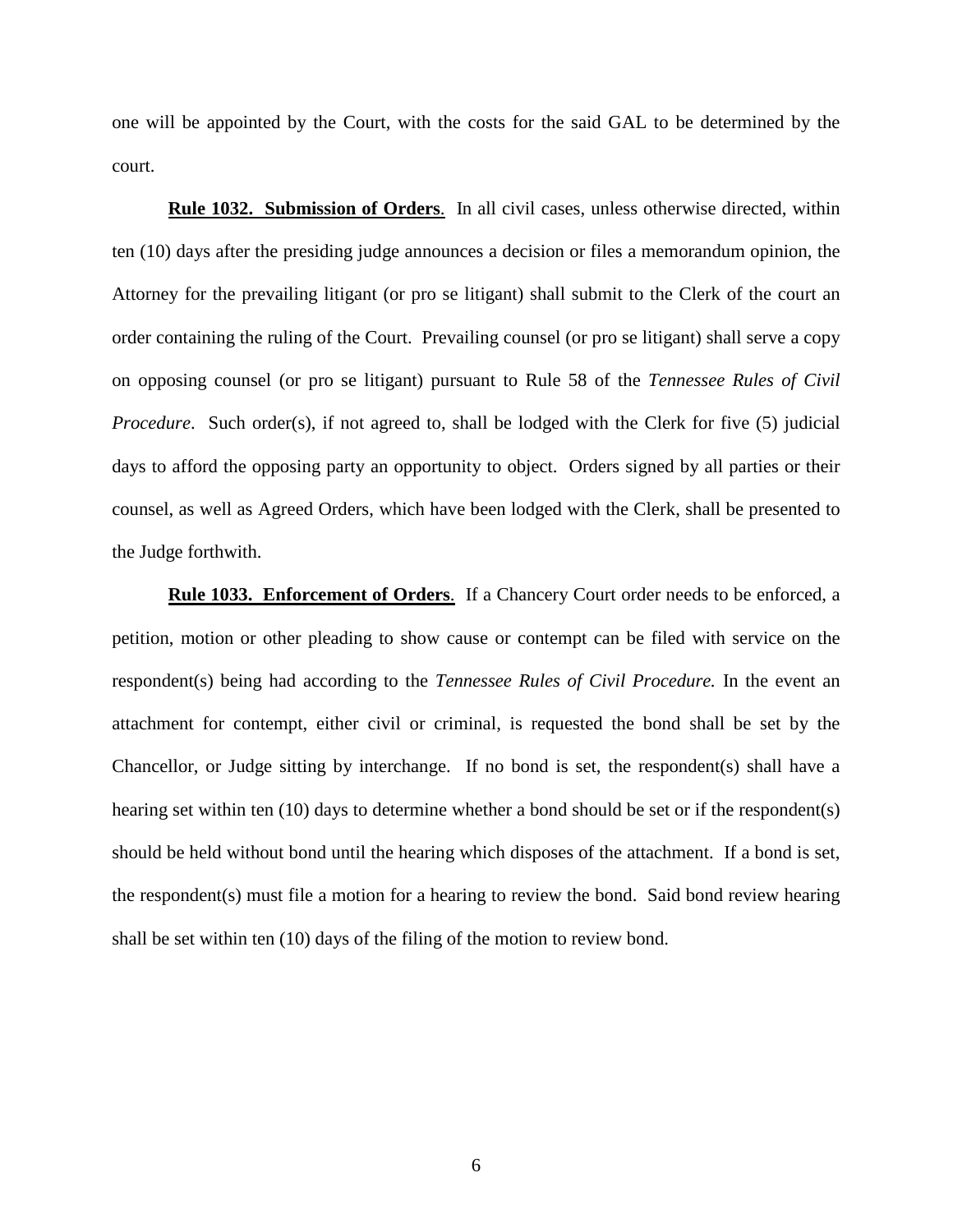one will be appointed by the Court, with the costs for the said GAL to be determined by the court.

**Rule 1032. Submission of Orders**. In all civil cases, unless otherwise directed, within ten (10) days after the presiding judge announces a decision or files a memorandum opinion, the Attorney for the prevailing litigant (or pro se litigant) shall submit to the Clerk of the court an order containing the ruling of the Court. Prevailing counsel (or pro se litigant) shall serve a copy on opposing counsel (or pro se litigant) pursuant to Rule 58 of the *Tennessee Rules of Civil Procedure*. Such order(s), if not agreed to, shall be lodged with the Clerk for five (5) judicial days to afford the opposing party an opportunity to object. Orders signed by all parties or their counsel, as well as Agreed Orders, which have been lodged with the Clerk, shall be presented to the Judge forthwith.

**Rule 1033. Enforcement of Orders**. If a Chancery Court order needs to be enforced, a petition, motion or other pleading to show cause or contempt can be filed with service on the respondent(s) being had according to the *Tennessee Rules of Civil Procedure.* In the event an attachment for contempt, either civil or criminal, is requested the bond shall be set by the Chancellor, or Judge sitting by interchange. If no bond is set, the respondent(s) shall have a hearing set within ten (10) days to determine whether a bond should be set or if the respondent(s) should be held without bond until the hearing which disposes of the attachment. If a bond is set, the respondent(s) must file a motion for a hearing to review the bond. Said bond review hearing shall be set within ten (10) days of the filing of the motion to review bond.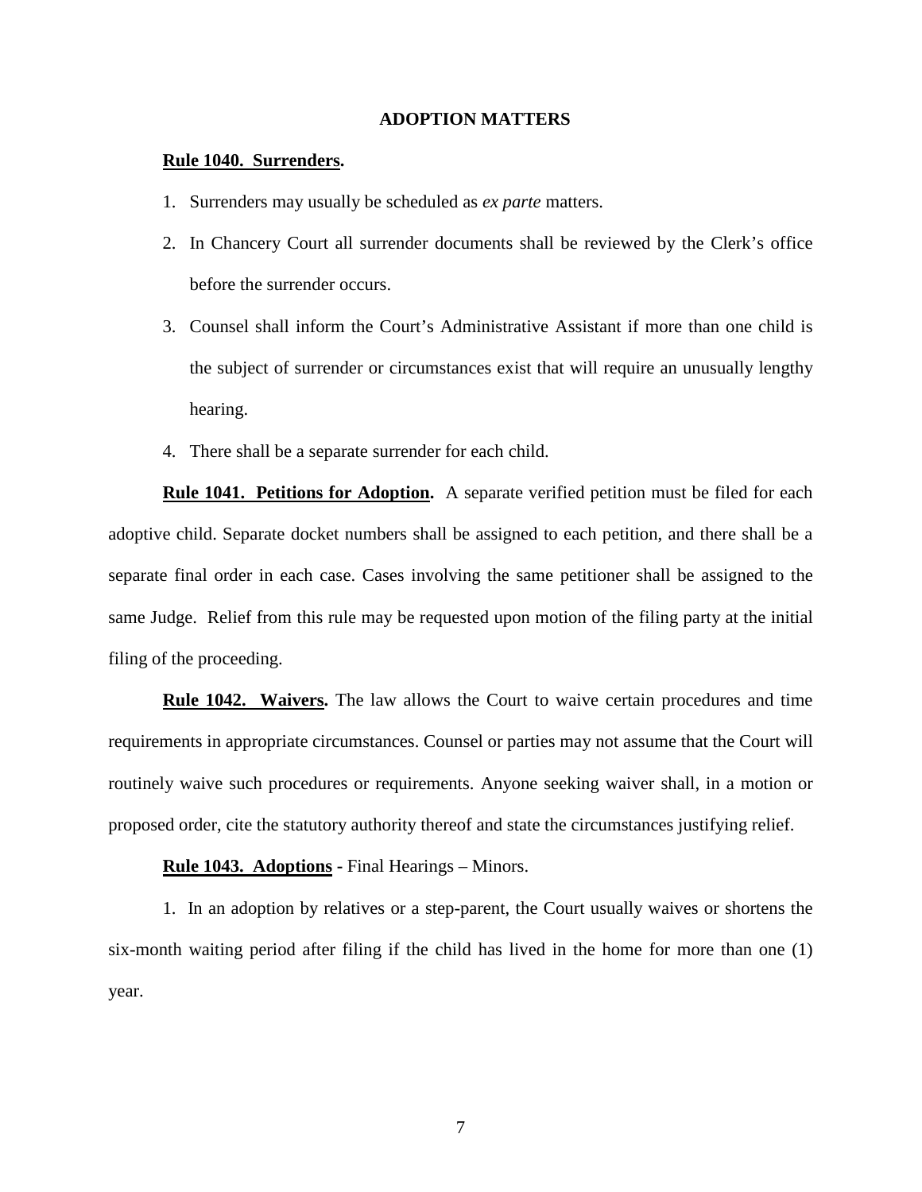## ADOPTION MATTERS

**Rule 1040. Surrenders.**

1. Surrenders may usually be scheduled as *ex parte* matters.
2. In Chancery Court all surrender documents shall be reviewed by the Clerk's office before the surrender occurs.
3. Counsel shall inform the Court's Administrative Assistant if more than one child is the subject of surrender or circumstances exist that will require an unusually lengthy hearing.
4. There shall be a separate surrender for each child.

**Rule 1041. Petitions for Adoption.** A separate verified petition must be filed for each adoptive child. Separate docket numbers shall be assigned to each petition, and there shall be a separate final order in each case. Cases involving the same petitioner shall be assigned to the same Judge. Relief from this rule may be requested upon motion of the filing party at the initial filing of the proceeding.

**Rule 1042. Waivers.** The law allows the Court to waive certain procedures and time requirements in appropriate circumstances. Counsel or parties may not assume that the Court will routinely waive such procedures or requirements. Anyone seeking waiver shall, in a motion or proposed order, cite the statutory authority thereof and state the circumstances justifying relief.

**Rule 1043. Adoptions -** Final Hearings – Minors.

1. In an adoption by relatives or a step-parent, the Court usually waives or shortens the six-month waiting period after filing if the child has lived in the home for more than one (1) year.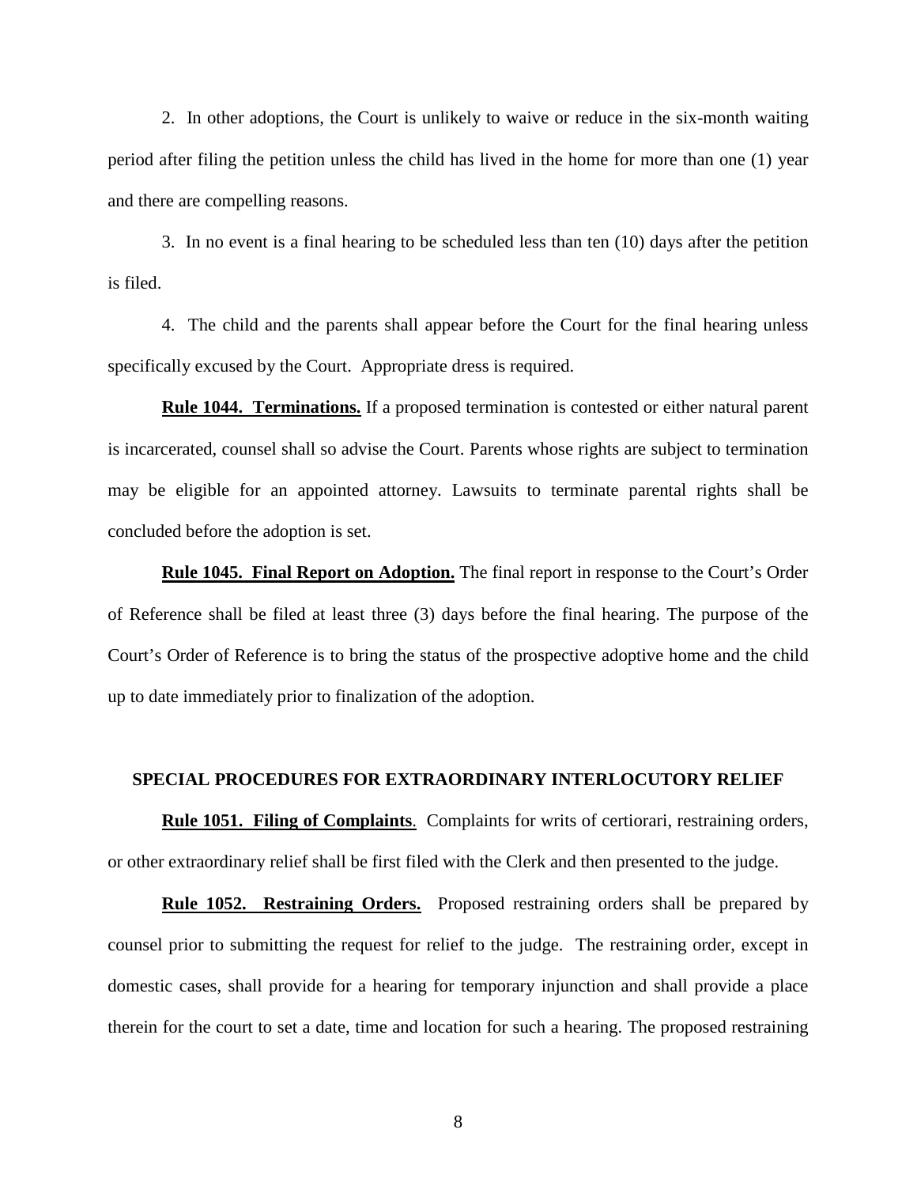2. In other adoptions, the Court is unlikely to waive or reduce in the six-month waiting period after filing the petition unless the child has lived in the home for more than one (1) year and there are compelling reasons.

3. In no event is a final hearing to be scheduled less than ten (10) days after the petition is filed.

4. The child and the parents shall appear before the Court for the final hearing unless specifically excused by the Court. Appropriate dress is required.

**Rule 1044. Terminations.** If a proposed termination is contested or either natural parent is incarcerated, counsel shall so advise the Court. Parents whose rights are subject to termination may be eligible for an appointed attorney. Lawsuits to terminate parental rights shall be concluded before the adoption is set.

**Rule 1045. Final Report on Adoption.** The final report in response to the Court's Order of Reference shall be filed at least three (3) days before the final hearing. The purpose of the Court's Order of Reference is to bring the status of the prospective adoptive home and the child up to date immediately prior to finalization of the adoption.

## SPECIAL PROCEDURES FOR EXTRAORDINARY INTERLOCUTORY RELIEF

**Rule 1051. Filing of Complaints**. Complaints for writs of certiorari, restraining orders, or other extraordinary relief shall be first filed with the Clerk and then presented to the judge.

**Rule 1052. Restraining Orders.** Proposed restraining orders shall be prepared by counsel prior to submitting the request for relief to the judge. The restraining order, except in domestic cases, shall provide for a hearing for temporary injunction and shall provide a place therein for the court to set a date, time and location for such a hearing. The proposed restraining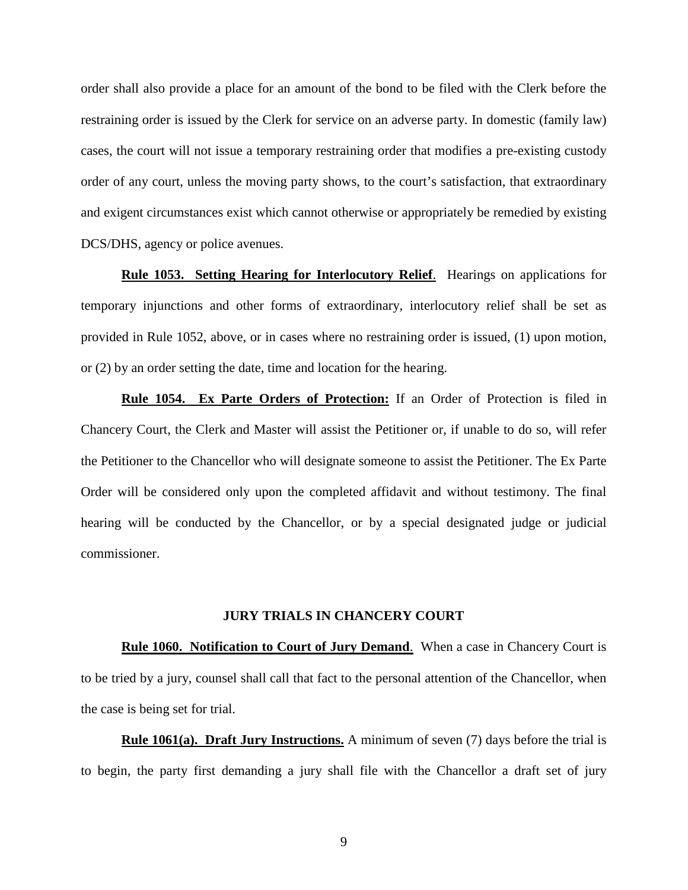order shall also provide a place for an amount of the bond to be filed with the Clerk before the restraining order is issued by the Clerk for service on an adverse party. In domestic (family law) cases, the court will not issue a temporary restraining order that modifies a pre-existing custody order of any court, unless the moving party shows, to the court's satisfaction, that extraordinary and exigent circumstances exist which cannot otherwise or appropriately be remedied by existing DCS/DHS, agency or police avenues.

**Rule 1053. Setting Hearing for Interlocutory Relief**. Hearings on applications for temporary injunctions and other forms of extraordinary, interlocutory relief shall be set as provided in Rule 1052, above, or in cases where no restraining order is issued, (1) upon motion, or (2) by an order setting the date, time and location for the hearing.

**Rule 1054. Ex Parte Orders of Protection:** If an Order of Protection is filed in Chancery Court, the Clerk and Master will assist the Petitioner or, if unable to do so, will refer the Petitioner to the Chancellor who will designate someone to assist the Petitioner. The Ex Parte Order will be considered only upon the completed affidavit and without testimony. The final hearing will be conducted by the Chancellor, or by a special designated judge or judicial commissioner.

## JURY TRIALS IN CHANCERY COURT

**Rule 1060. Notification to Court of Jury Demand**. When a case in Chancery Court is to be tried by a jury, counsel shall call that fact to the personal attention of the Chancellor, when the case is being set for trial.

**Rule 1061(a). Draft Jury Instructions.** A minimum of seven (7) days before the trial is to begin, the party first demanding a jury shall file with the Chancellor a draft set of jury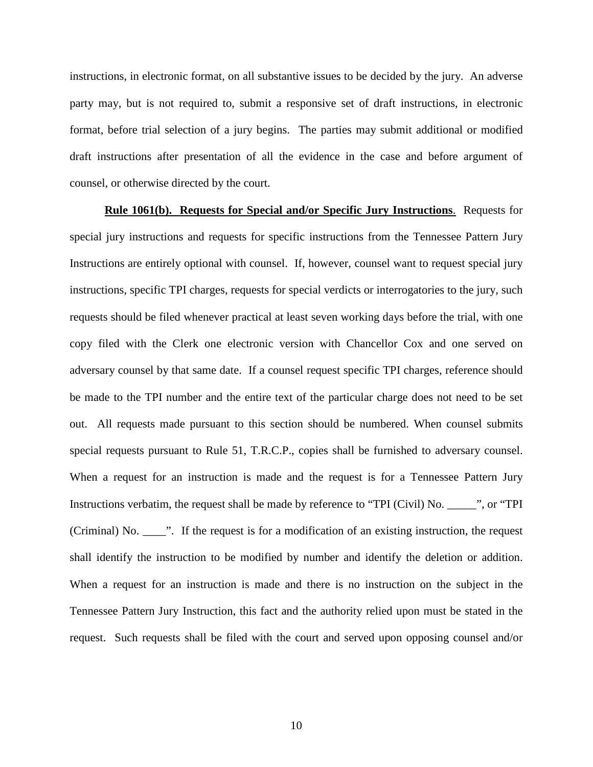instructions, in electronic format, on all substantive issues to be decided by the jury. An adverse party may, but is not required to, submit a responsive set of draft instructions, in electronic format, before trial selection of a jury begins. The parties may submit additional or modified draft instructions after presentation of all the evidence in the case and before argument of counsel, or otherwise directed by the court.

**Rule 1061(b). Requests for Special and/or Specific Jury Instructions**. Requests for special jury instructions and requests for specific instructions from the Tennessee Pattern Jury Instructions are entirely optional with counsel. If, however, counsel want to request special jury instructions, specific TPI charges, requests for special verdicts or interrogatories to the jury, such requests should be filed whenever practical at least seven working days before the trial, with one copy filed with the Clerk one electronic version with Chancellor Cox and one served on adversary counsel by that same date. If a counsel request specific TPI charges, reference should be made to the TPI number and the entire text of the particular charge does not need to be set out. All requests made pursuant to this section should be numbered. When counsel submits special requests pursuant to Rule 51, T.R.C.P., copies shall be furnished to adversary counsel. When a request for an instruction is made and the request is for a Tennessee Pattern Jury Instructions verbatim, the request shall be made by reference to "TPI (Civil) No. _____", or "TPI (Criminal) No. ____". If the request is for a modification of an existing instruction, the request shall identify the instruction to be modified by number and identify the deletion or addition. When a request for an instruction is made and there is no instruction on the subject in the Tennessee Pattern Jury Instruction, this fact and the authority relied upon must be stated in the request. Such requests shall be filed with the court and served upon opposing counsel and/or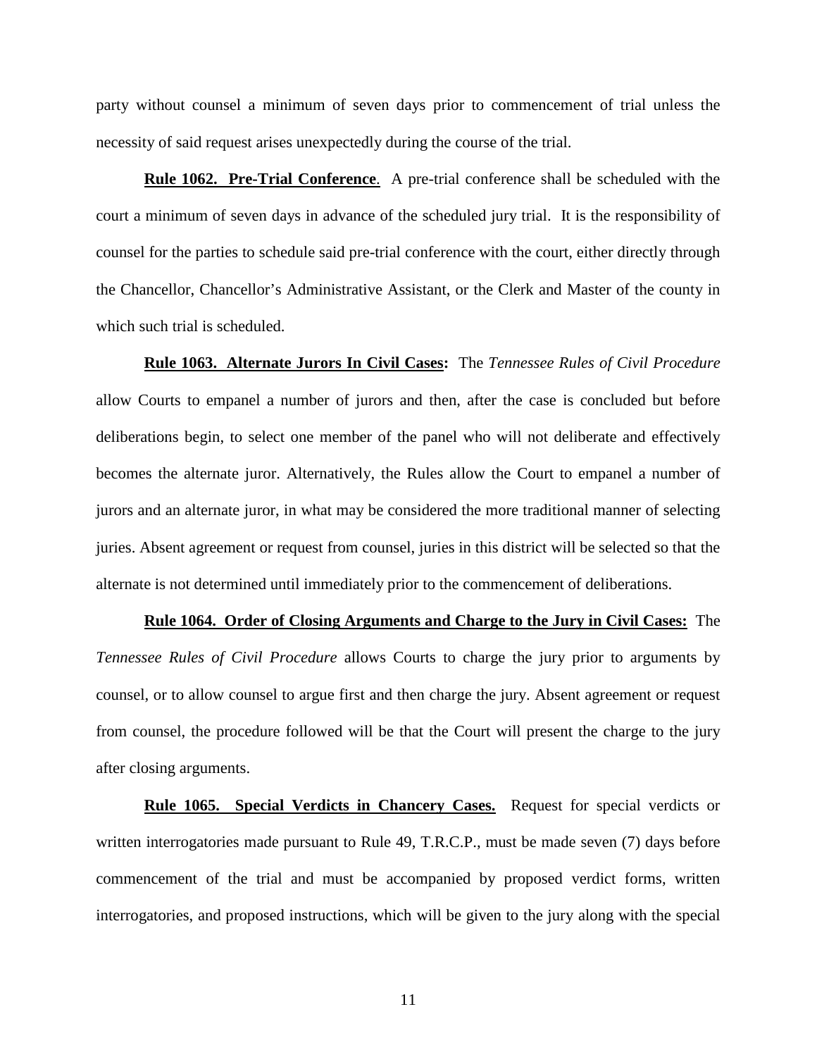party without counsel a minimum of seven days prior to commencement of trial unless the necessity of said request arises unexpectedly during the course of the trial.

**Rule 1062. Pre-Trial Conference**. A pre-trial conference shall be scheduled with the court a minimum of seven days in advance of the scheduled jury trial. It is the responsibility of counsel for the parties to schedule said pre-trial conference with the court, either directly through the Chancellor, Chancellor's Administrative Assistant, or the Clerk and Master of the county in which such trial is scheduled.

**Rule 1063. Alternate Jurors In Civil Cases:** The *Tennessee Rules of Civil Procedure* allow Courts to empanel a number of jurors and then, after the case is concluded but before deliberations begin, to select one member of the panel who will not deliberate and effectively becomes the alternate juror. Alternatively, the Rules allow the Court to empanel a number of jurors and an alternate juror, in what may be considered the more traditional manner of selecting juries. Absent agreement or request from counsel, juries in this district will be selected so that the alternate is not determined until immediately prior to the commencement of deliberations.

**Rule 1064. Order of Closing Arguments and Charge to the Jury in Civil Cases:** The *Tennessee Rules of Civil Procedure* allows Courts to charge the jury prior to arguments by counsel, or to allow counsel to argue first and then charge the jury. Absent agreement or request from counsel, the procedure followed will be that the Court will present the charge to the jury after closing arguments.

**Rule 1065. Special Verdicts in Chancery Cases.** Request for special verdicts or written interrogatories made pursuant to Rule 49, T.R.C.P., must be made seven (7) days before commencement of the trial and must be accompanied by proposed verdict forms, written interrogatories, and proposed instructions, which will be given to the jury along with the special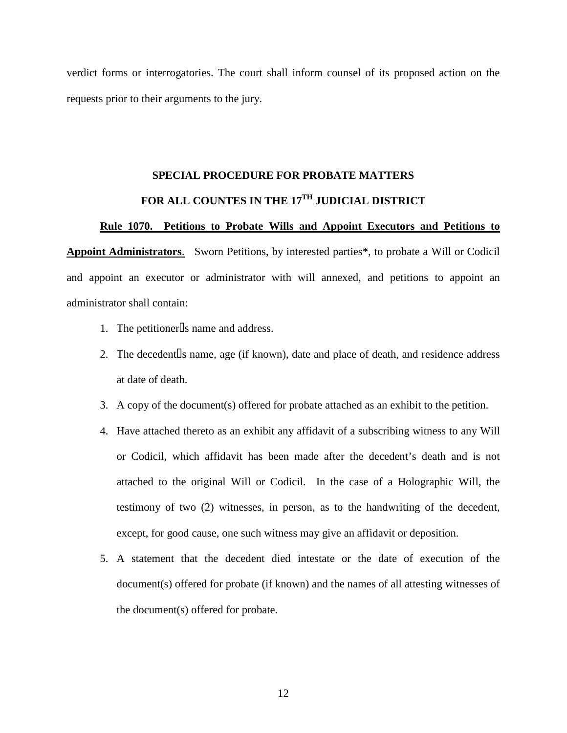verdict forms or interrogatories. The court shall inform counsel of its proposed action on the requests prior to their arguments to the jury.

## SPECIAL PROCEDURE FOR PROBATE MATTERS

## FOR ALL COUNTES IN THE 17TH JUDICIAL DISTRICT

**Rule 1070. Petitions to Probate Wills and Appoint Executors and Petitions to Appoint Administrators**. Sworn Petitions, by interested parties*, to probate a Will or Codicil and appoint an executor or administrator with will annexed, and petitions to appoint an administrator shall contain:

1. The petitioner's name and address.
2. The decedent's name, age (if known), date and place of death, and residence address at date of death.
3. A copy of the document(s) offered for probate attached as an exhibit to the petition.
4. Have attached thereto as an exhibit any affidavit of a subscribing witness to any Will or Codicil, which affidavit has been made after the decedent's death and is not attached to the original Will or Codicil. In the case of a Holographic Will, the testimony of two (2) witnesses, in person, as to the handwriting of the decedent, except, for good cause, one such witness may give an affidavit or deposition.
5. A statement that the decedent died intestate or the date of execution of the document(s) offered for probate (if known) and the names of all attesting witnesses of the document(s) offered for probate.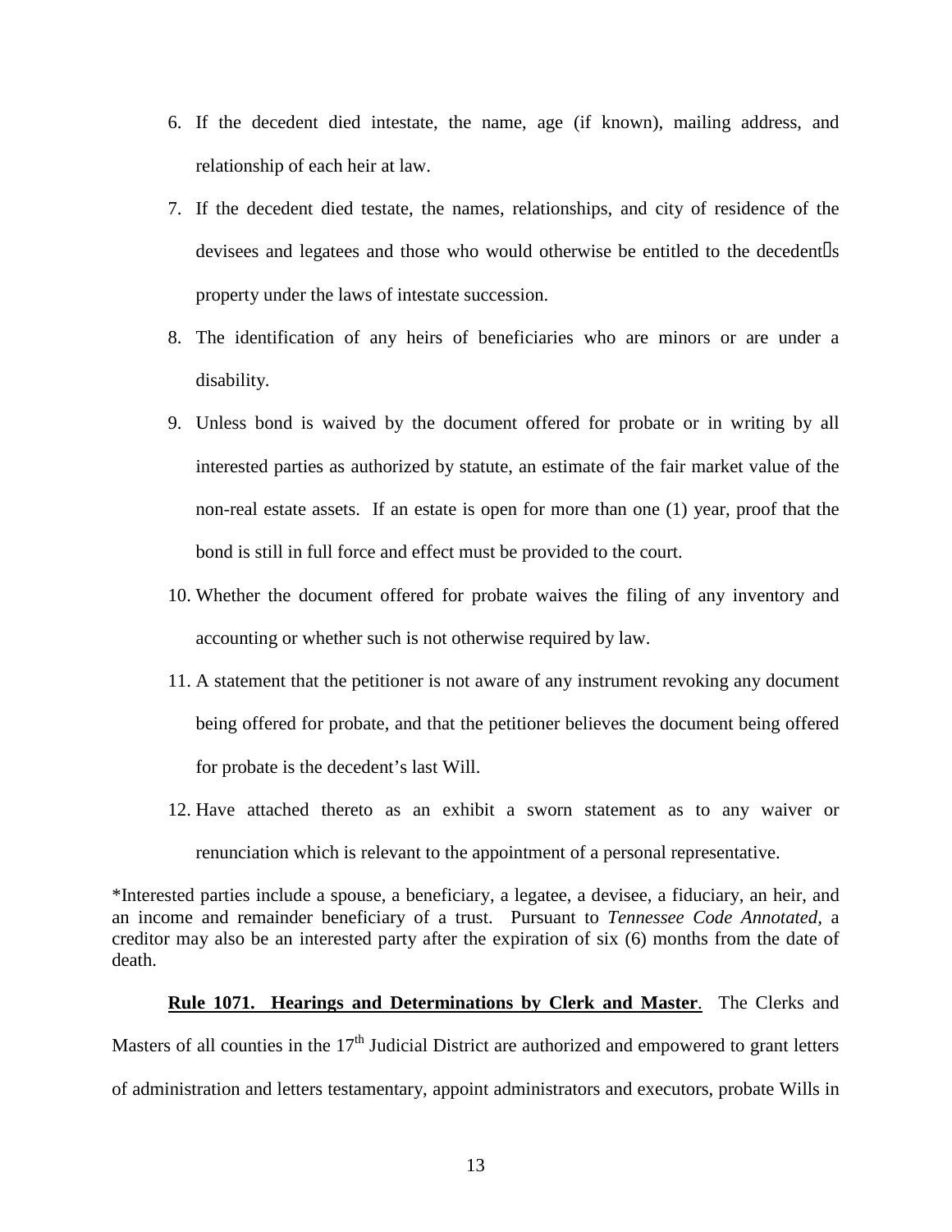6. If the decedent died intestate, the name, age (if known), mailing address, and relationship of each heir at law.

7. If the decedent died testate, the names, relationships, and city of residence of the devisees and legatees and those who would otherwise be entitled to the decedent's property under the laws of intestate succession.

8. The identification of any heirs of beneficiaries who are minors or are under a disability.

9. Unless bond is waived by the document offered for probate or in writing by all interested parties as authorized by statute, an estimate of the fair market value of the non-real estate assets. If an estate is open for more than one (1) year, proof that the bond is still in full force and effect must be provided to the court.

10. Whether the document offered for probate waives the filing of any inventory and accounting or whether such is not otherwise required by law.

11. A statement that the petitioner is not aware of any instrument revoking any document being offered for probate, and that the petitioner believes the document being offered for probate is the decedent's last Will.

12. Have attached thereto as an exhibit a sworn statement as to any waiver or renunciation which is relevant to the appointment of a personal representative.

*Interested parties include a spouse, a beneficiary, a legatee, a devisee, a fiduciary, an heir, and an income and remainder beneficiary of a trust. Pursuant to *Tennessee Code Annotated*, a creditor may also be an interested party after the expiration of six (6) months from the date of death.

**Rule 1071. Hearings and Determinations by Clerk and Master**. The Clerks and Masters of all counties in the 17th Judicial District are authorized and empowered to grant letters of administration and letters testamentary, appoint administrators and executors, probate Wills in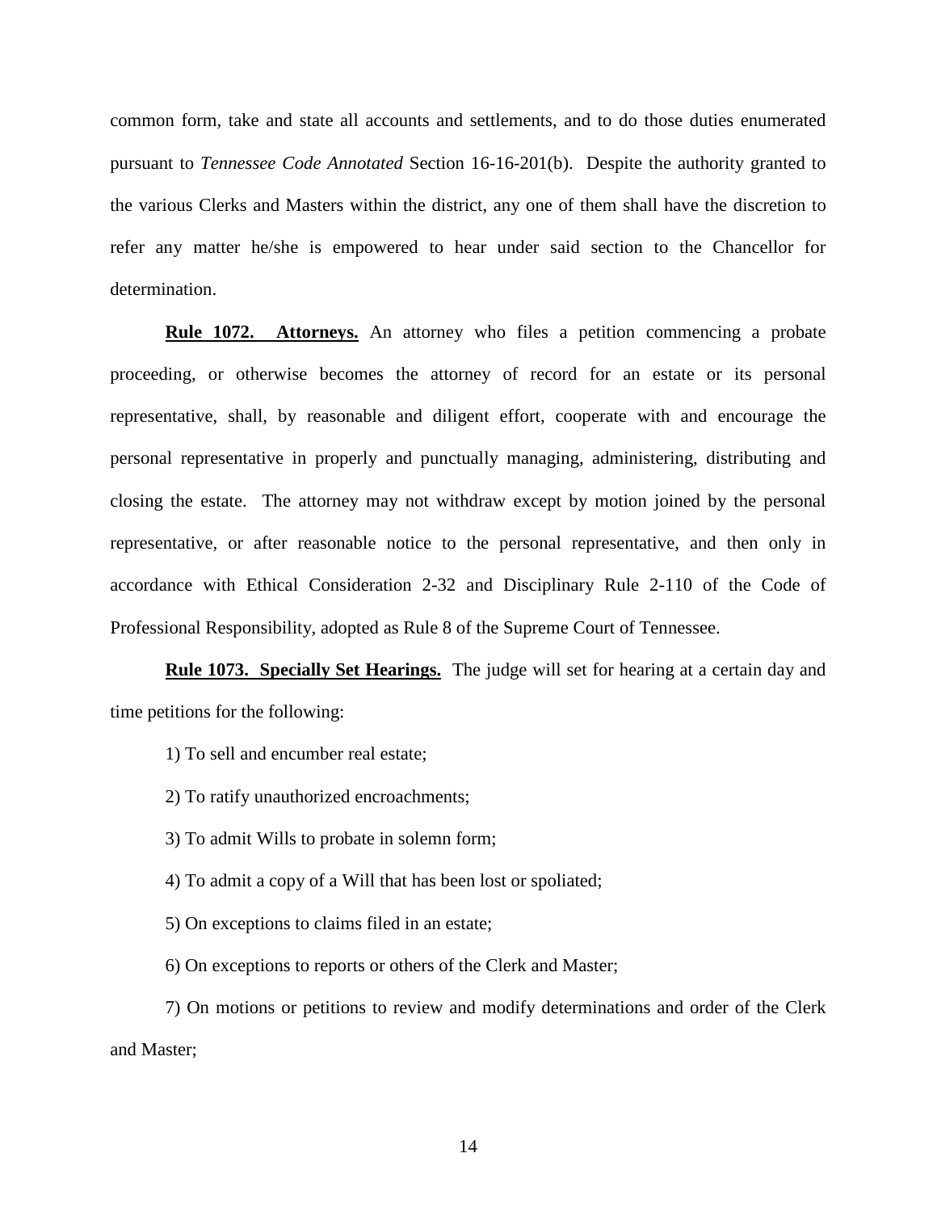common form, take and state all accounts and settlements, and to do those duties enumerated pursuant to *Tennessee Code Annotated* Section 16-16-201(b). Despite the authority granted to the various Clerks and Masters within the district, any one of them shall have the discretion to refer any matter he/she is empowered to hear under said section to the Chancellor for determination.

**Rule 1072. Attorneys.** An attorney who files a petition commencing a probate proceeding, or otherwise becomes the attorney of record for an estate or its personal representative, shall, by reasonable and diligent effort, cooperate with and encourage the personal representative in properly and punctually managing, administering, distributing and closing the estate. The attorney may not withdraw except by motion joined by the personal representative, or after reasonable notice to the personal representative, and then only in accordance with Ethical Consideration 2-32 and Disciplinary Rule 2-110 of the Code of Professional Responsibility, adopted as Rule 8 of the Supreme Court of Tennessee.

**Rule 1073. Specially Set Hearings.** The judge will set for hearing at a certain day and time petitions for the following:

1) To sell and encumber real estate;

2) To ratify unauthorized encroachments;

3) To admit Wills to probate in solemn form;

4) To admit a copy of a Will that has been lost or spoliated;

5) On exceptions to claims filed in an estate;

6) On exceptions to reports or others of the Clerk and Master;

7) On motions or petitions to review and modify determinations and order of the Clerk and Master;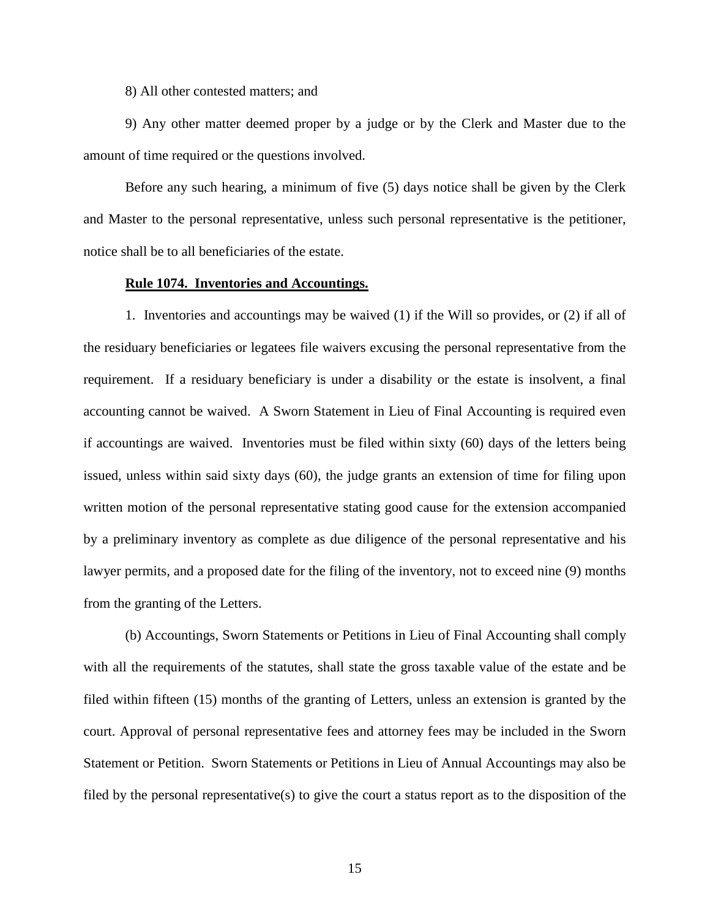8) All other contested matters; and

9) Any other matter deemed proper by a judge or by the Clerk and Master due to the amount of time required or the questions involved.

Before any such hearing, a minimum of five (5) days notice shall be given by the Clerk and Master to the personal representative, unless such personal representative is the petitioner, notice shall be to all beneficiaries of the estate.

**Rule 1074. Inventories and Accountings.**

1. Inventories and accountings may be waived (1) if the Will so provides, or (2) if all of the residuary beneficiaries or legatees file waivers excusing the personal representative from the requirement. If a residuary beneficiary is under a disability or the estate is insolvent, a final accounting cannot be waived. A Sworn Statement in Lieu of Final Accounting is required even if accountings are waived. Inventories must be filed within sixty (60) days of the letters being issued, unless within said sixty days (60), the judge grants an extension of time for filing upon written motion of the personal representative stating good cause for the extension accompanied by a preliminary inventory as complete as due diligence of the personal representative and his lawyer permits, and a proposed date for the filing of the inventory, not to exceed nine (9) months from the granting of the Letters.

(b) Accountings, Sworn Statements or Petitions in Lieu of Final Accounting shall comply with all the requirements of the statutes, shall state the gross taxable value of the estate and be filed within fifteen (15) months of the granting of Letters, unless an extension is granted by the court. Approval of personal representative fees and attorney fees may be included in the Sworn Statement or Petition. Sworn Statements or Petitions in Lieu of Annual Accountings may also be filed by the personal representative(s) to give the court a status report as to the disposition of the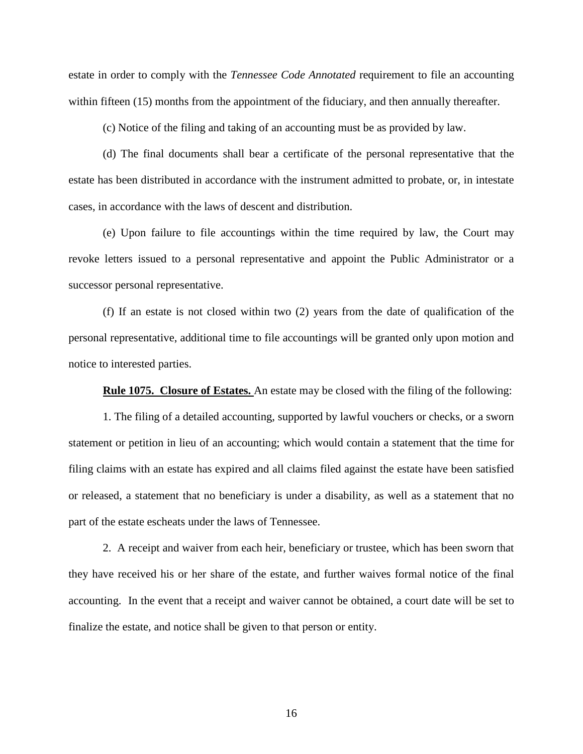estate in order to comply with the *Tennessee Code Annotated* requirement to file an accounting within fifteen (15) months from the appointment of the fiduciary, and then annually thereafter.

(c) Notice of the filing and taking of an accounting must be as provided by law.

(d) The final documents shall bear a certificate of the personal representative that the estate has been distributed in accordance with the instrument admitted to probate, or, in intestate cases, in accordance with the laws of descent and distribution.

(e) Upon failure to file accountings within the time required by law, the Court may revoke letters issued to a personal representative and appoint the Public Administrator or a successor personal representative.

(f) If an estate is not closed within two (2) years from the date of qualification of the personal representative, additional time to file accountings will be granted only upon motion and notice to interested parties.

**Rule 1075. Closure of Estates.** An estate may be closed with the filing of the following:

1. The filing of a detailed accounting, supported by lawful vouchers or checks, or a sworn statement or petition in lieu of an accounting; which would contain a statement that the time for filing claims with an estate has expired and all claims filed against the estate have been satisfied or released, a statement that no beneficiary is under a disability, as well as a statement that no part of the estate escheats under the laws of Tennessee.

2. A receipt and waiver from each heir, beneficiary or trustee, which has been sworn that they have received his or her share of the estate, and further waives formal notice of the final accounting. In the event that a receipt and waiver cannot be obtained, a court date will be set to finalize the estate, and notice shall be given to that person or entity.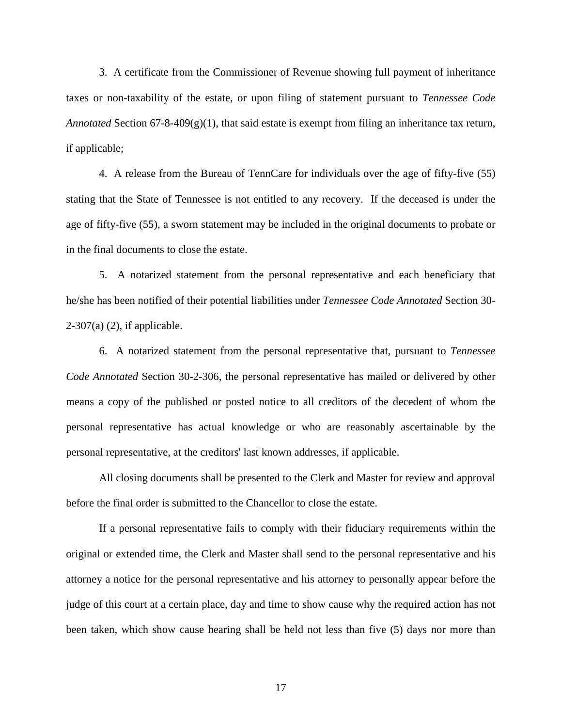3. A certificate from the Commissioner of Revenue showing full payment of inheritance taxes or non-taxability of the estate, or upon filing of statement pursuant to *Tennessee Code Annotated* Section 67-8-409(g)(1), that said estate is exempt from filing an inheritance tax return, if applicable;

4. A release from the Bureau of TennCare for individuals over the age of fifty-five (55) stating that the State of Tennessee is not entitled to any recovery. If the deceased is under the age of fifty-five (55), a sworn statement may be included in the original documents to probate or in the final documents to close the estate.

5. A notarized statement from the personal representative and each beneficiary that he/she has been notified of their potential liabilities under *Tennessee Code Annotated* Section 30-2-307(a) (2), if applicable.

6. A notarized statement from the personal representative that, pursuant to *Tennessee Code Annotated* Section 30-2-306, the personal representative has mailed or delivered by other means a copy of the published or posted notice to all creditors of the decedent of whom the personal representative has actual knowledge or who are reasonably ascertainable by the personal representative, at the creditors' last known addresses, if applicable.

All closing documents shall be presented to the Clerk and Master for review and approval before the final order is submitted to the Chancellor to close the estate.

If a personal representative fails to comply with their fiduciary requirements within the original or extended time, the Clerk and Master shall send to the personal representative and his attorney a notice for the personal representative and his attorney to personally appear before the judge of this court at a certain place, day and time to show cause why the required action has not been taken, which show cause hearing shall be held not less than five (5) days nor more than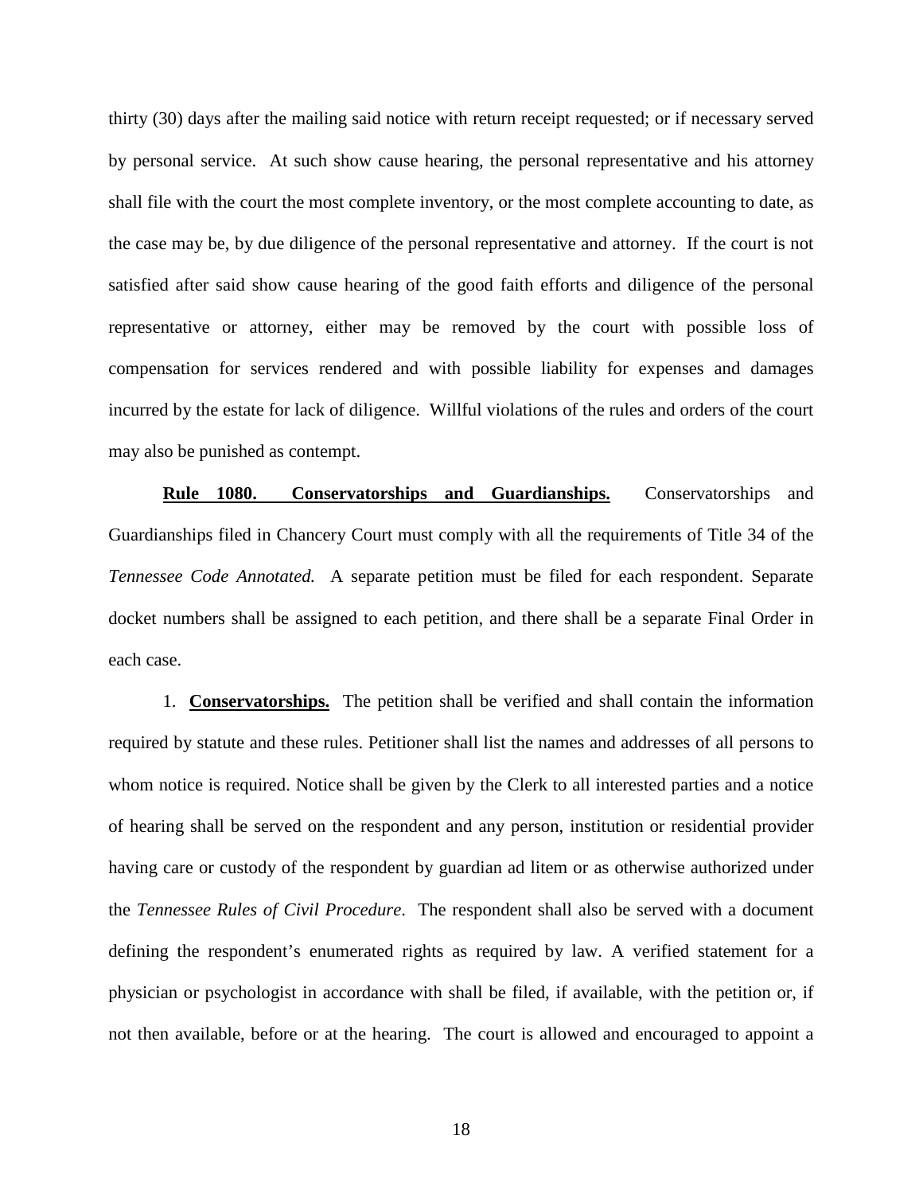thirty (30) days after the mailing said notice with return receipt requested; or if necessary served by personal service. At such show cause hearing, the personal representative and his attorney shall file with the court the most complete inventory, or the most complete accounting to date, as the case may be, by due diligence of the personal representative and attorney. If the court is not satisfied after said show cause hearing of the good faith efforts and diligence of the personal representative or attorney, either may be removed by the court with possible loss of compensation for services rendered and with possible liability for expenses and damages incurred by the estate for lack of diligence. Willful violations of the rules and orders of the court may also be punished as contempt.

**Rule 1080. Conservatorships and Guardianships.** Conservatorships and Guardianships filed in Chancery Court must comply with all the requirements of Title 34 of the *Tennessee Code Annotated.* A separate petition must be filed for each respondent. Separate docket numbers shall be assigned to each petition, and there shall be a separate Final Order in each case.

1. **Conservatorships.** The petition shall be verified and shall contain the information required by statute and these rules. Petitioner shall list the names and addresses of all persons to whom notice is required. Notice shall be given by the Clerk to all interested parties and a notice of hearing shall be served on the respondent and any person, institution or residential provider having care or custody of the respondent by guardian ad litem or as otherwise authorized under the *Tennessee Rules of Civil Procedure*. The respondent shall also be served with a document defining the respondent's enumerated rights as required by law. A verified statement for a physician or psychologist in accordance with shall be filed, if available, with the petition or, if not then available, before or at the hearing. The court is allowed and encouraged to appoint a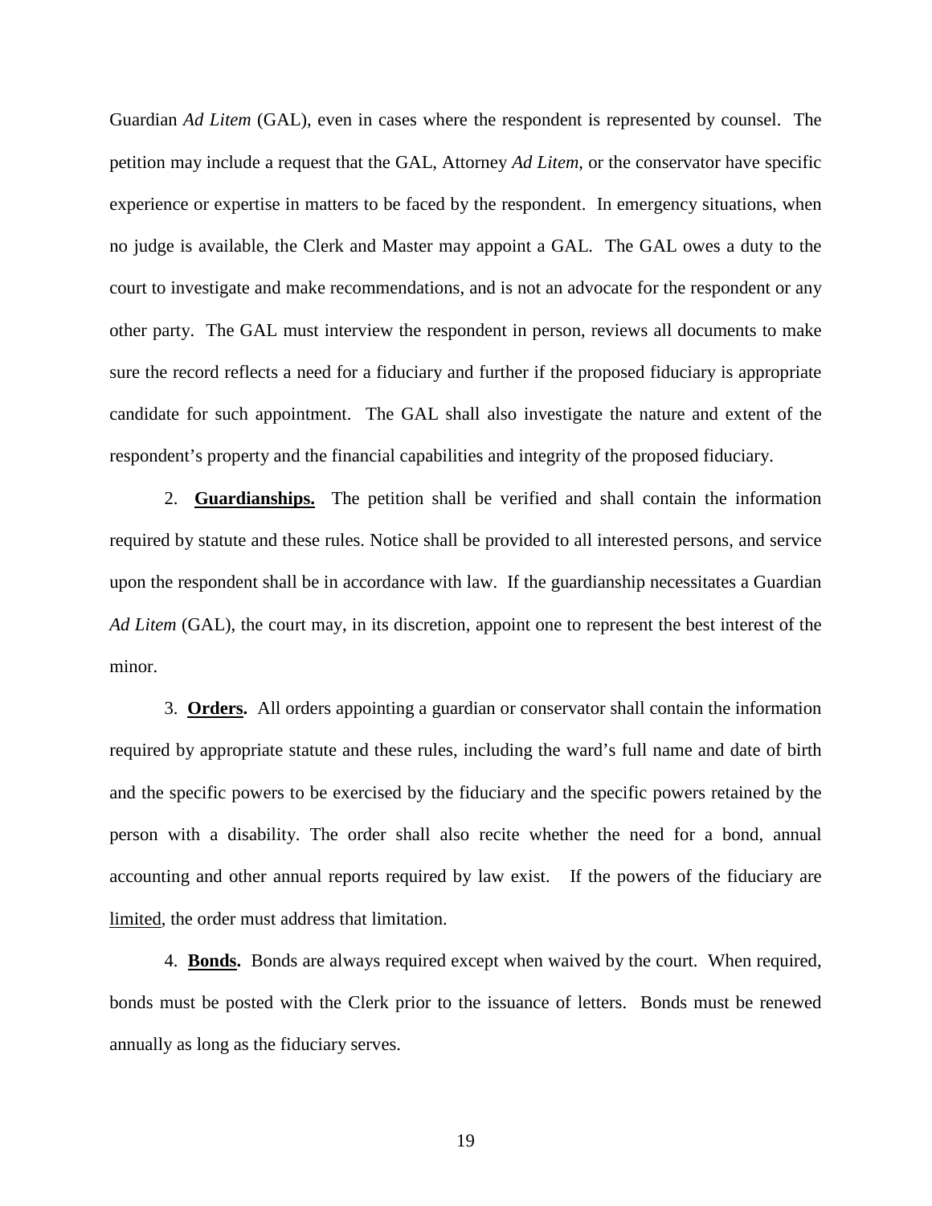Guardian *Ad Litem* (GAL), even in cases where the respondent is represented by counsel. The petition may include a request that the GAL, Attorney *Ad Litem*, or the conservator have specific experience or expertise in matters to be faced by the respondent. In emergency situations, when no judge is available, the Clerk and Master may appoint a GAL. The GAL owes a duty to the court to investigate and make recommendations, and is not an advocate for the respondent or any other party. The GAL must interview the respondent in person, reviews all documents to make sure the record reflects a need for a fiduciary and further if the proposed fiduciary is appropriate candidate for such appointment. The GAL shall also investigate the nature and extent of the respondent's property and the financial capabilities and integrity of the proposed fiduciary.

2. **Guardianships.** The petition shall be verified and shall contain the information required by statute and these rules. Notice shall be provided to all interested persons, and service upon the respondent shall be in accordance with law. If the guardianship necessitates a Guardian *Ad Litem* (GAL), the court may, in its discretion, appoint one to represent the best interest of the minor.

3. **Orders.** All orders appointing a guardian or conservator shall contain the information required by appropriate statute and these rules, including the ward's full name and date of birth and the specific powers to be exercised by the fiduciary and the specific powers retained by the person with a disability. The order shall also recite whether the need for a bond, annual accounting and other annual reports required by law exist. If the powers of the fiduciary are limited, the order must address that limitation.

4. **Bonds.** Bonds are always required except when waived by the court. When required, bonds must be posted with the Clerk prior to the issuance of letters. Bonds must be renewed annually as long as the fiduciary serves.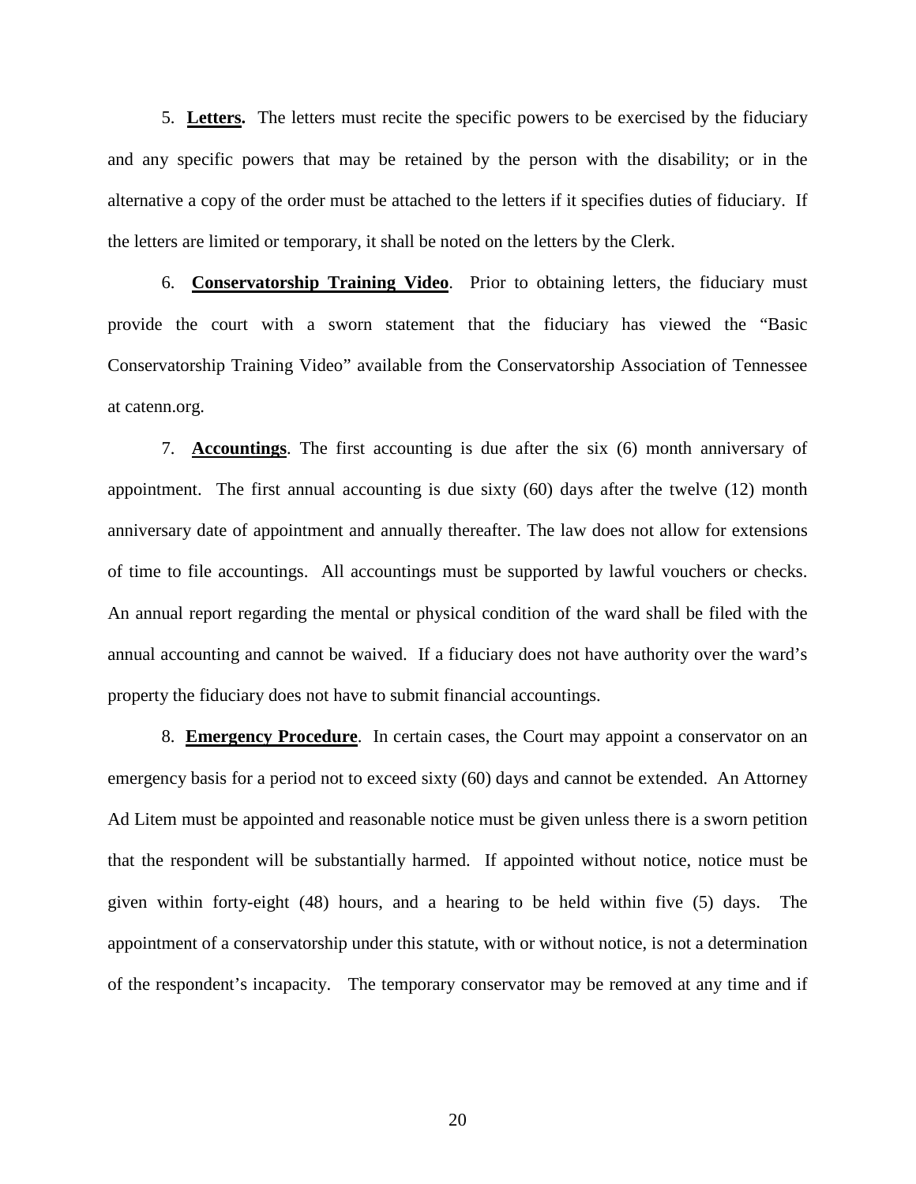5. **Letters.** The letters must recite the specific powers to be exercised by the fiduciary and any specific powers that may be retained by the person with the disability; or in the alternative a copy of the order must be attached to the letters if it specifies duties of fiduciary. If the letters are limited or temporary, it shall be noted on the letters by the Clerk.

6. **Conservatorship Training Video**. Prior to obtaining letters, the fiduciary must provide the court with a sworn statement that the fiduciary has viewed the "Basic Conservatorship Training Video" available from the Conservatorship Association of Tennessee at catenn.org.

7. **Accountings**. The first accounting is due after the six (6) month anniversary of appointment. The first annual accounting is due sixty (60) days after the twelve (12) month anniversary date of appointment and annually thereafter. The law does not allow for extensions of time to file accountings. All accountings must be supported by lawful vouchers or checks. An annual report regarding the mental or physical condition of the ward shall be filed with the annual accounting and cannot be waived. If a fiduciary does not have authority over the ward's property the fiduciary does not have to submit financial accountings.

8. **Emergency Procedure**. In certain cases, the Court may appoint a conservator on an emergency basis for a period not to exceed sixty (60) days and cannot be extended. An Attorney Ad Litem must be appointed and reasonable notice must be given unless there is a sworn petition that the respondent will be substantially harmed. If appointed without notice, notice must be given within forty-eight (48) hours, and a hearing to be held within five (5) days. The appointment of a conservatorship under this statute, with or without notice, is not a determination of the respondent's incapacity. The temporary conservator may be removed at any time and if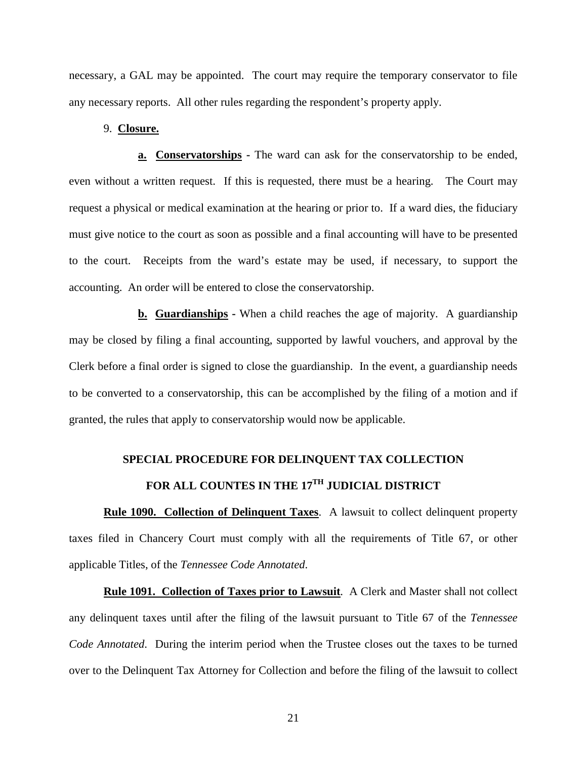necessary, a GAL may be appointed. The court may require the temporary conservator to file any necessary reports. All other rules regarding the respondent's property apply.

9. **Closure.**

**a. Conservatorships** - The ward can ask for the conservatorship to be ended, even without a written request. If this is requested, there must be a hearing. The Court may request a physical or medical examination at the hearing or prior to. If a ward dies, the fiduciary must give notice to the court as soon as possible and a final accounting will have to be presented to the court. Receipts from the ward's estate may be used, if necessary, to support the accounting. An order will be entered to close the conservatorship.

**b. Guardianships** - When a child reaches the age of majority. A guardianship may be closed by filing a final accounting, supported by lawful vouchers, and approval by the Clerk before a final order is signed to close the guardianship. In the event, a guardianship needs to be converted to a conservatorship, this can be accomplished by the filing of a motion and if granted, the rules that apply to conservatorship would now be applicable.

## SPECIAL PROCEDURE FOR DELINQUENT TAX COLLECTION FOR ALL COUNTES IN THE 17TH JUDICIAL DISTRICT

**Rule 1090. Collection of Delinquent Taxes**. A lawsuit to collect delinquent property taxes filed in Chancery Court must comply with all the requirements of Title 67, or other applicable Titles, of the *Tennessee Code Annotated*.

**Rule 1091. Collection of Taxes prior to Lawsuit**. A Clerk and Master shall not collect any delinquent taxes until after the filing of the lawsuit pursuant to Title 67 of the *Tennessee Code Annotated*. During the interim period when the Trustee closes out the taxes to be turned over to the Delinquent Tax Attorney for Collection and before the filing of the lawsuit to collect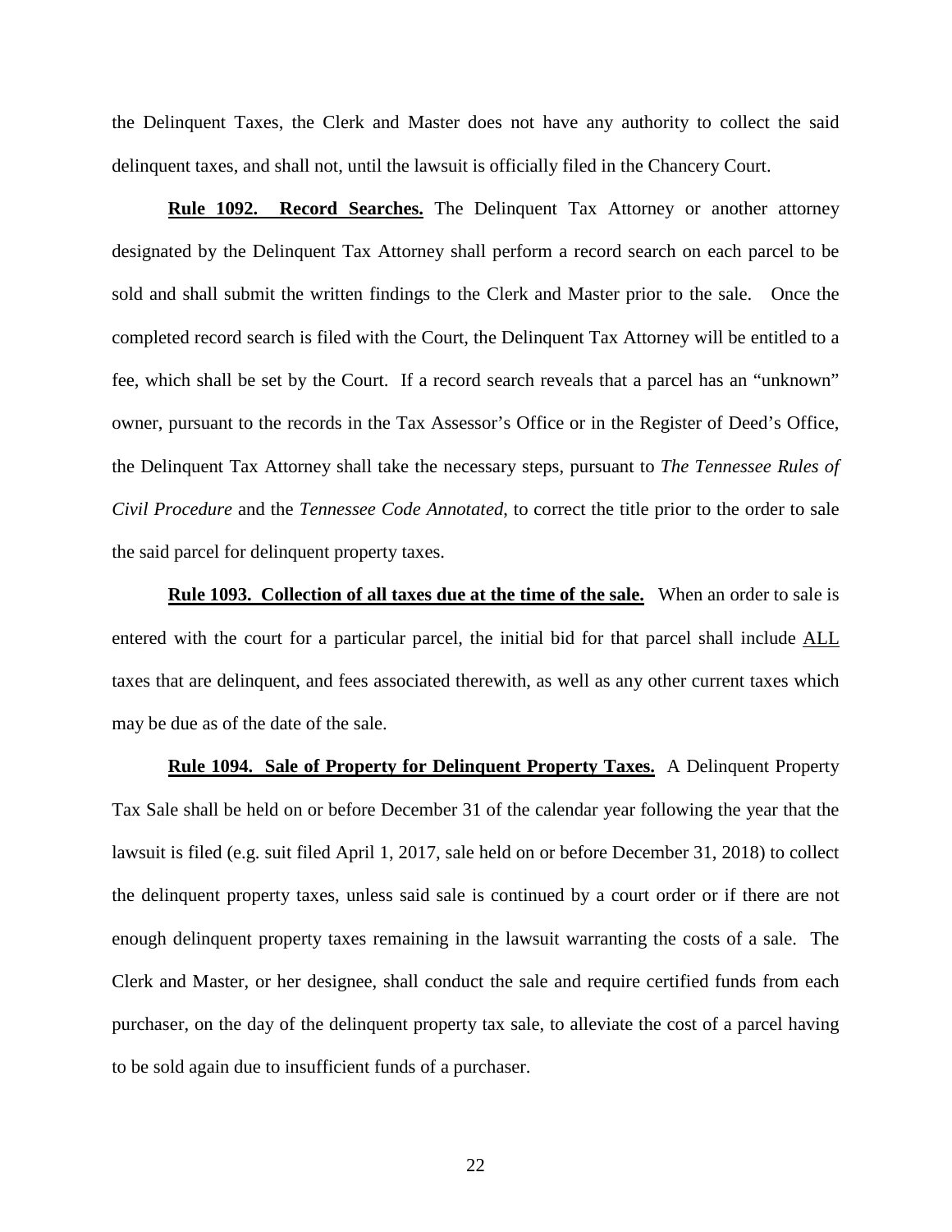the Delinquent Taxes, the Clerk and Master does not have any authority to collect the said delinquent taxes, and shall not, until the lawsuit is officially filed in the Chancery Court.

**Rule 1092. Record Searches.** The Delinquent Tax Attorney or another attorney designated by the Delinquent Tax Attorney shall perform a record search on each parcel to be sold and shall submit the written findings to the Clerk and Master prior to the sale. Once the completed record search is filed with the Court, the Delinquent Tax Attorney will be entitled to a fee, which shall be set by the Court. If a record search reveals that a parcel has an "unknown" owner, pursuant to the records in the Tax Assessor's Office or in the Register of Deed's Office, the Delinquent Tax Attorney shall take the necessary steps, pursuant to *The Tennessee Rules of Civil Procedure* and the *Tennessee Code Annotated*, to correct the title prior to the order to sale the said parcel for delinquent property taxes.

**Rule 1093. Collection of all taxes due at the time of the sale.** When an order to sale is entered with the court for a particular parcel, the initial bid for that parcel shall include ALL taxes that are delinquent, and fees associated therewith, as well as any other current taxes which may be due as of the date of the sale.

**Rule 1094. Sale of Property for Delinquent Property Taxes.** A Delinquent Property Tax Sale shall be held on or before December 31 of the calendar year following the year that the lawsuit is filed (e.g. suit filed April 1, 2017, sale held on or before December 31, 2018) to collect the delinquent property taxes, unless said sale is continued by a court order or if there are not enough delinquent property taxes remaining in the lawsuit warranting the costs of a sale. The Clerk and Master, or her designee, shall conduct the sale and require certified funds from each purchaser, on the day of the delinquent property tax sale, to alleviate the cost of a parcel having to be sold again due to insufficient funds of a purchaser.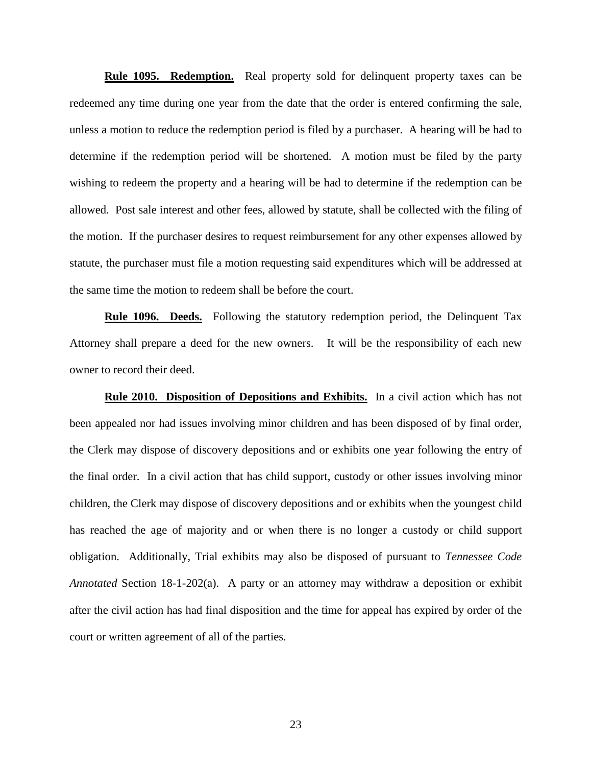**Rule 1095. Redemption.** Real property sold for delinquent property taxes can be redeemed any time during one year from the date that the order is entered confirming the sale, unless a motion to reduce the redemption period is filed by a purchaser. A hearing will be had to determine if the redemption period will be shortened. A motion must be filed by the party wishing to redeem the property and a hearing will be had to determine if the redemption can be allowed. Post sale interest and other fees, allowed by statute, shall be collected with the filing of the motion. If the purchaser desires to request reimbursement for any other expenses allowed by statute, the purchaser must file a motion requesting said expenditures which will be addressed at the same time the motion to redeem shall be before the court.

**Rule 1096. Deeds.** Following the statutory redemption period, the Delinquent Tax Attorney shall prepare a deed for the new owners. It will be the responsibility of each new owner to record their deed.

**Rule 2010. Disposition of Depositions and Exhibits.** In a civil action which has not been appealed nor had issues involving minor children and has been disposed of by final order, the Clerk may dispose of discovery depositions and or exhibits one year following the entry of the final order. In a civil action that has child support, custody or other issues involving minor children, the Clerk may dispose of discovery depositions and or exhibits when the youngest child has reached the age of majority and or when there is no longer a custody or child support obligation. Additionally, Trial exhibits may also be disposed of pursuant to *Tennessee Code Annotated* Section 18-1-202(a). A party or an attorney may withdraw a deposition or exhibit after the civil action has had final disposition and the time for appeal has expired by order of the court or written agreement of all of the parties.